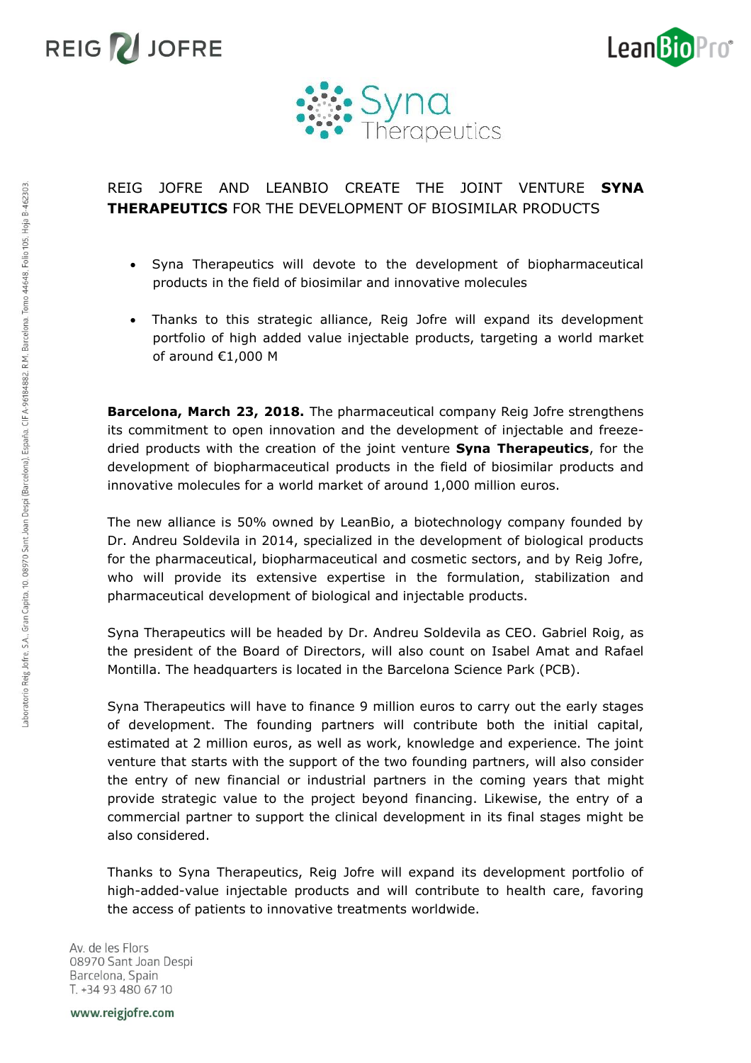# REIG JOFRE AND LEANBIO CREATE THE JOINT VENTURE **SYNA THERAPEUTICS** FOR THE DEVELOPMENT OF BIOSIMILAR PRODUCTS

- Syna Therapeutics will devote to the development of biopharmaceutical products in the field of biosimilar and innovative molecules
- Thanks to this strategic alliance, Reig Jofre will expand its development portfolio of high added value injectable products, targeting a world market of around €1,000 M

**Barcelona, March 23, 2018.** The pharmaceutical company Reig Jofre strengthens its commitment to open innovation and the development of injectable and freeze-dried products with the creation of the joint venture **Syna Therapeutics**, for the development of biopharmaceutical products in the field of biosimilar products and innovative molecules for a world market of around 1,000 million euros.

The new alliance is 50% owned by LeanBio, a biotechnology company founded by Dr. Andreu Soldevila in 2014, specialized in the development of biological products for the pharmaceutical, biopharmaceutical and cosmetic sectors, and by Reig Jofre, who will provide its extensive expertise in the formulation, stabilization and pharmaceutical development of biological and injectable products.

Syna Therapeutics will be headed by Dr. Andreu Soldevila as CEO. Gabriel Roig, as the president of the Board of Directors, will also count on Isabel Amat and Rafael Montilla. The headquarters is located in the Barcelona Science Park (PCB).

Syna Therapeutics will have to finance 9 million euros to carry out the early stages of development. The founding partners will contribute both the initial capital, estimated at 2 million euros, as well as work, knowledge and experience. The joint venture that starts with the support of the two founding partners, will also consider the entry of new financial or industrial partners in the coming years that might provide strategic value to the project beyond financing. Likewise, the entry of a commercial partner to support the clinical development in its final stages might be also considered.

Thanks to Syna Therapeutics, Reig Jofre will expand its development portfolio of high-added-value injectable products and will contribute to health care, favoring the access of patients to innovative treatments worldwide.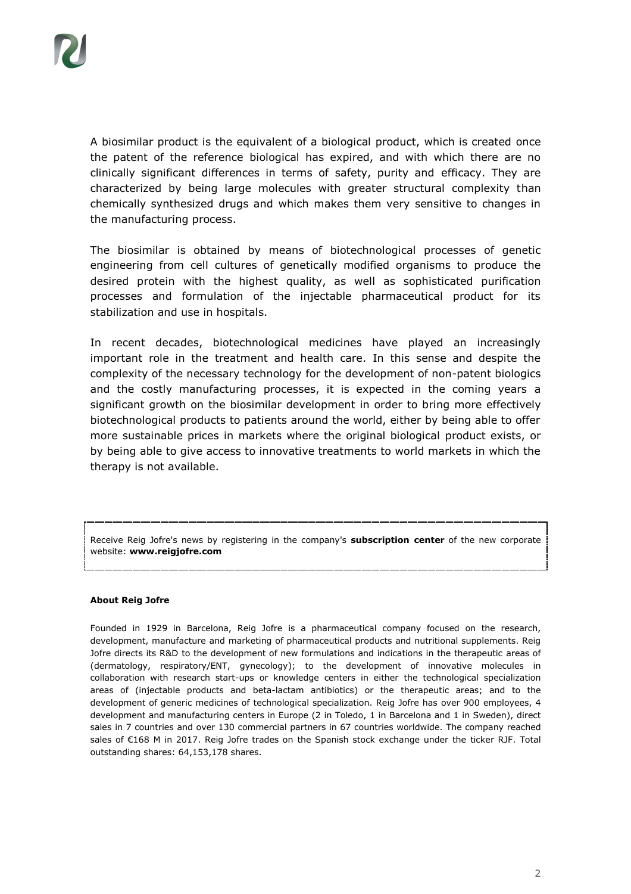A biosimilar product is the equivalent of a biological product, which is created once the patent of the reference biological has expired, and with which there are no clinically significant differences in terms of safety, purity and efficacy. They are characterized by being large molecules with greater structural complexity than chemically synthesized drugs and which makes them very sensitive to changes in the manufacturing process.

The biosimilar is obtained by means of biotechnological processes of genetic engineering from cell cultures of genetically modified organisms to produce the desired protein with the highest quality, as well as sophisticated purification processes and formulation of the injectable pharmaceutical product for its stabilization and use in hospitals.

In recent decades, biotechnological medicines have played an increasingly important role in the treatment and health care. In this sense and despite the complexity of the necessary technology for the development of non-patent biologics and the costly manufacturing processes, it is expected in the coming years a significant growth on the biosimilar development in order to bring more effectively biotechnological products to patients around the world, either by being able to offer more sustainable prices in markets where the original biological product exists, or by being able to give access to innovative treatments to world markets in which the therapy is not available.

---

Receive Reig Jofre's news by registering in the company's **subscription center** of the new corporate website: **www.reigjofre.com**

---

**About Reig Jofre**

Founded in 1929 in Barcelona, Reig Jofre is a pharmaceutical company focused on the research, development, manufacture and marketing of pharmaceutical products and nutritional supplements. Reig Jofre directs its R&D to the development of new formulations and indications in the therapeutic areas of (dermatology, respiratory/ENT, gynecology); to the development of innovative molecules in collaboration with research start-ups or knowledge centers in either the technological specialization areas of (injectable products and beta-lactam antibiotics) or the therapeutic areas; and to the development of generic medicines of technological specialization. Reig Jofre has over 900 employees, 4 development and manufacturing centers in Europe (2 in Toledo, 1 in Barcelona and 1 in Sweden), direct sales in 7 countries and over 130 commercial partners in 67 countries worldwide. The company reached sales of €168 M in 2017. Reig Jofre trades on the Spanish stock exchange under the ticker RJF. Total outstanding shares: 64,153,178 shares.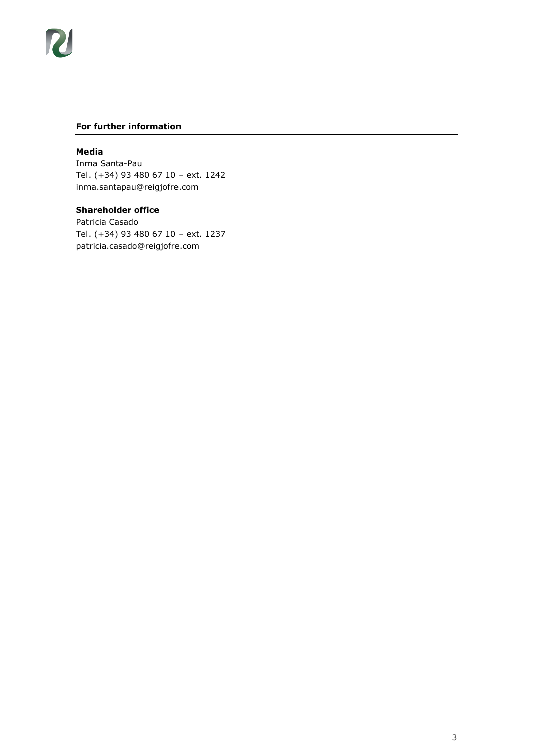**For further information**

---

**Media**
Inma Santa-Pau
Tel. (+34) 93 480 67 10 – ext. 1242
inma.santapau@reigjofre.com

**Shareholder office**
Patricia Casado
Tel. (+34) 93 480 67 10 – ext. 1237
patricia.casado@reigjofre.com